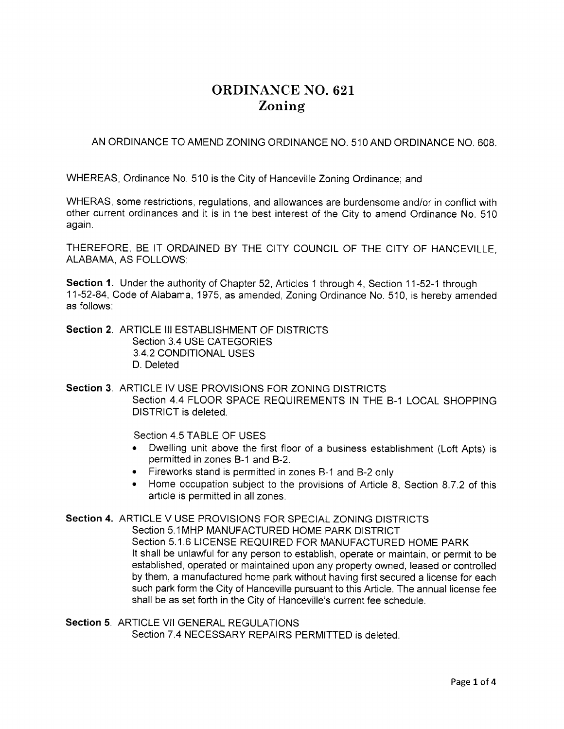# ORDINANCE NO. 621
## Zoning

AN ORDINANCE TO AMEND ZONING ORDINANCE NO. 510 AND ORDINANCE NO. 608.

WHEREAS, Ordinance No. 510 is the City of Hanceville Zoning Ordinance; and

WHERAS, some restrictions, regulations, and allowances are burdensome and/or in conflict with other current ordinances and it is in the best interest of the City to amend Ordinance No. 510 again.

THEREFORE, BE IT ORDAINED BY THE CITY COUNCIL OF THE CITY OF HANCEVILLE, ALABAMA, AS FOLLOWS:

**Section 1.** Under the authority of Chapter 52, Articles 1 through 4, Section 11-52-1 through 11-52-84, Code of Alabama, 1975, as amended, Zoning Ordinance No. 510, is hereby amended as follows:

**Section 2.** ARTICLE III ESTABLISHMENT OF DISTRICTS
Section 3.4 USE CATEGORIES
3.4.2 CONDITIONAL USES
D. Deleted

**Section 3.** ARTICLE IV USE PROVISIONS FOR ZONING DISTRICTS
Section 4.4 FLOOR SPACE REQUIREMENTS IN THE B-1 LOCAL SHOPPING DISTRICT is deleted.

Section 4.5 TABLE OF USES

- Dwelling unit above the first floor of a business establishment (Loft Apts) is permitted in zones B-1 and B-2.
- Fireworks stand is permitted in zones B-1 and B-2 only
- Home occupation subject to the provisions of Article 8, Section 8.7.2 of this article is permitted in all zones.

**Section 4.** ARTICLE V USE PROVISIONS FOR SPECIAL ZONING DISTRICTS
Section 5.1MHP MANUFACTURED HOME PARK DISTRICT
Section 5.1.6 LICENSE REQUIRED FOR MANUFACTURED HOME PARK
It shall be unlawful for any person to establish, operate or maintain, or permit to be established, operated or maintained upon any property owned, leased or controlled by them, a manufactured home park without having first secured a license for each such park form the City of Hanceville pursuant to this Article. The annual license fee shall be as set forth in the City of Hanceville's current fee schedule.

**Section 5.** ARTICLE VII GENERAL REGULATIONS
Section 7.4 NECESSARY REPAIRS PERMITTED is deleted.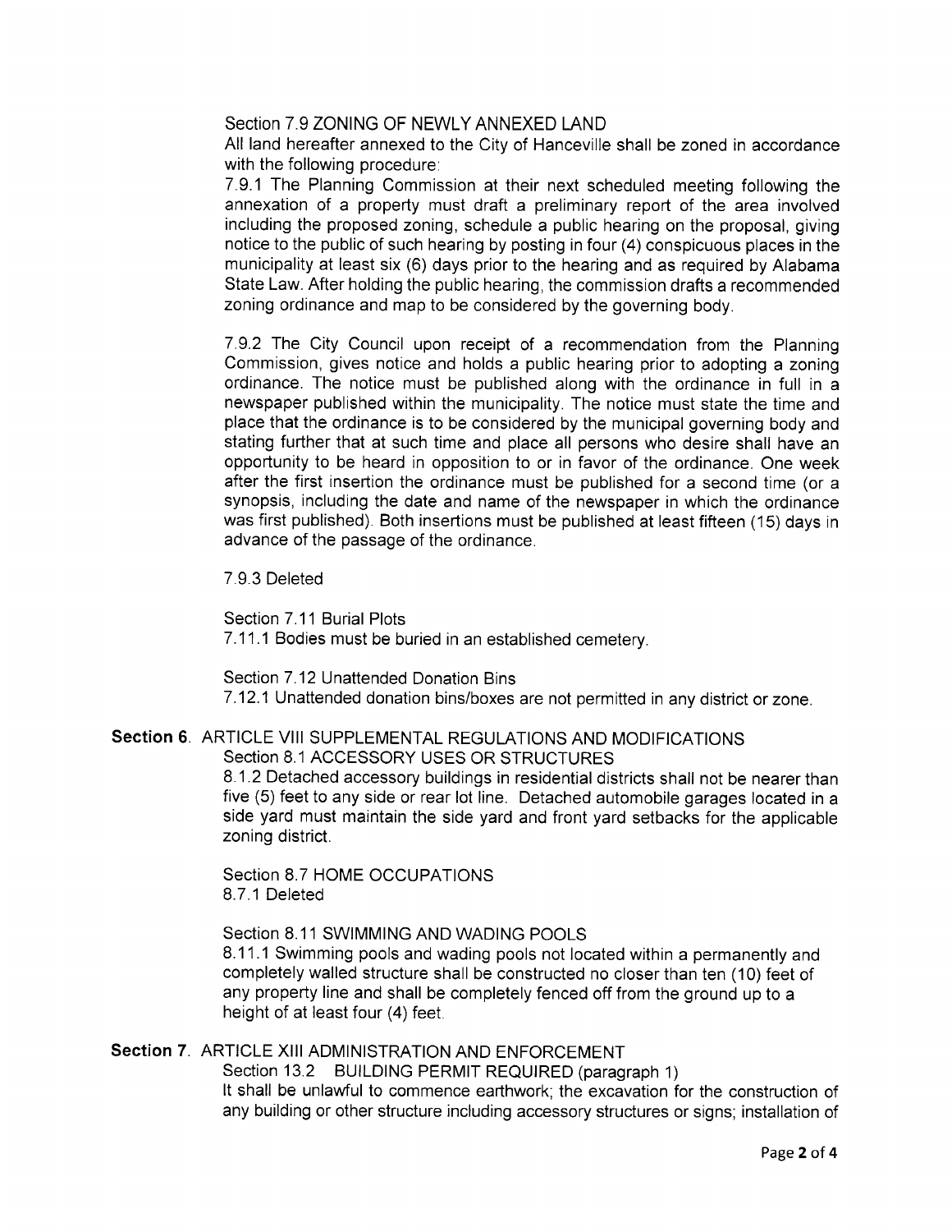Section 7.9 ZONING OF NEWLY ANNEXED LAND

All land hereafter annexed to the City of Hanceville shall be zoned in accordance with the following procedure:

7.9.1 The Planning Commission at their next scheduled meeting following the annexation of a property must draft a preliminary report of the area involved including the proposed zoning, schedule a public hearing on the proposal, giving notice to the public of such hearing by posting in four (4) conspicuous places in the municipality at least six (6) days prior to the hearing and as required by Alabama State Law. After holding the public hearing, the commission drafts a recommended zoning ordinance and map to be considered by the governing body.

7.9.2 The City Council upon receipt of a recommendation from the Planning Commission, gives notice and holds a public hearing prior to adopting a zoning ordinance. The notice must be published along with the ordinance in full in a newspaper published within the municipality. The notice must state the time and place that the ordinance is to be considered by the municipal governing body and stating further that at such time and place all persons who desire shall have an opportunity to be heard in opposition to or in favor of the ordinance. One week after the first insertion the ordinance must be published for a second time (or a synopsis, including the date and name of the newspaper in which the ordinance was first published). Both insertions must be published at least fifteen (15) days in advance of the passage of the ordinance.

7.9.3 Deleted

Section 7.11 Burial Plots

7.11.1 Bodies must be buried in an established cemetery.

Section 7.12 Unattended Donation Bins

7.12.1 Unattended donation bins/boxes are not permitted in any district or zone.

**Section 6.** ARTICLE VIII SUPPLEMENTAL REGULATIONS AND MODIFICATIONS

Section 8.1 ACCESSORY USES OR STRUCTURES

8.1.2 Detached accessory buildings in residential districts shall not be nearer than five (5) feet to any side or rear lot line. Detached automobile garages located in a side yard must maintain the side yard and front yard setbacks for the applicable zoning district.

Section 8.7 HOME OCCUPATIONS

8.7.1 Deleted

Section 8.11 SWIMMING AND WADING POOLS

8.11.1 Swimming pools and wading pools not located within a permanently and completely walled structure shall be constructed no closer than ten (10) feet of any property line and shall be completely fenced off from the ground up to a height of at least four (4) feet.

**Section 7.** ARTICLE XIII ADMINISTRATION AND ENFORCEMENT

Section 13.2 BUILDING PERMIT REQUIRED (paragraph 1)

It shall be unlawful to commence earthwork; the excavation for the construction of any building or other structure including accessory structures or signs; installation of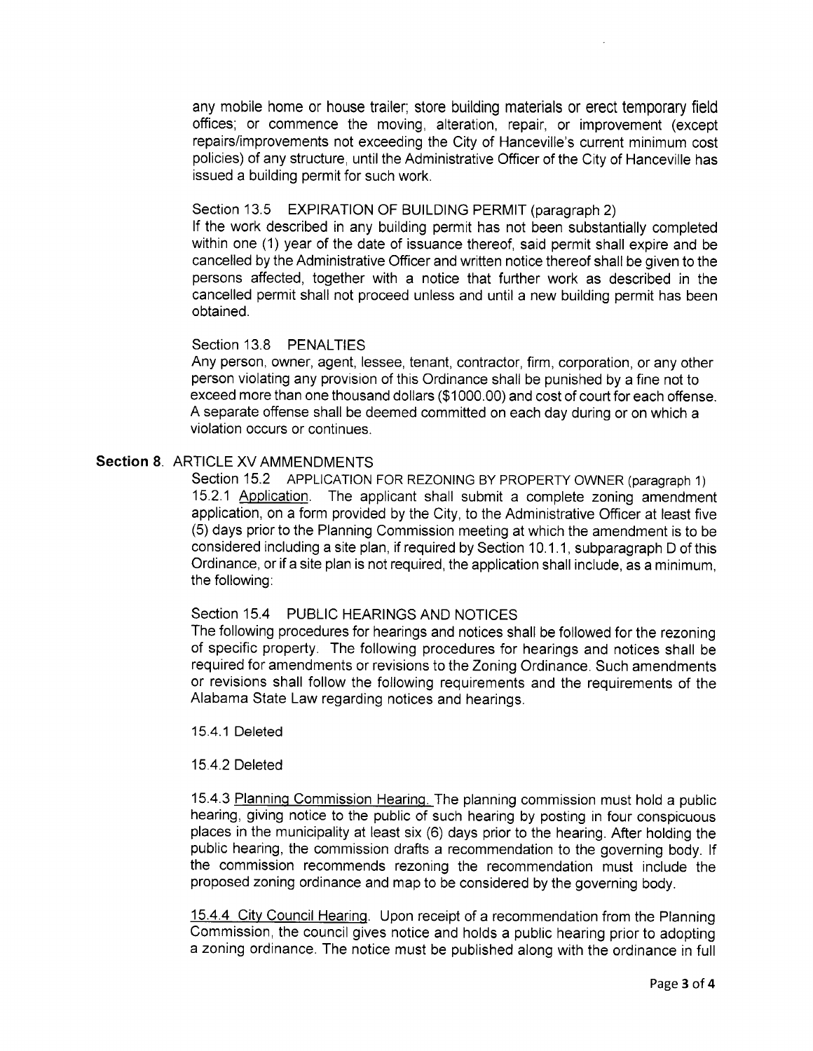any mobile home or house trailer; store building materials or erect temporary field offices; or commence the moving, alteration, repair, or improvement (except repairs/improvements not exceeding the City of Hanceville's current minimum cost policies) of any structure, until the Administrative Officer of the City of Hanceville has issued a building permit for such work.

Section 13.5 EXPIRATION OF BUILDING PERMIT (paragraph 2)
If the work described in any building permit has not been substantially completed within one (1) year of the date of issuance thereof, said permit shall expire and be cancelled by the Administrative Officer and written notice thereof shall be given to the persons affected, together with a notice that further work as described in the cancelled permit shall not proceed unless and until a new building permit has been obtained.

Section 13.8 PENALTIES
Any person, owner, agent, lessee, tenant, contractor, firm, corporation, or any other person violating any provision of this Ordinance shall be punished by a fine not to exceed more than one thousand dollars ($1000.00) and cost of court for each offense. A separate offense shall be deemed committed on each day during or on which a violation occurs or continues.

**Section 8**. ARTICLE XV AMMENDMENTS

Section 15.2 APPLICATION FOR REZONING BY PROPERTY OWNER (paragraph 1)
15.2.1 Application. The applicant shall submit a complete zoning amendment application, on a form provided by the City, to the Administrative Officer at least five (5) days prior to the Planning Commission meeting at which the amendment is to be considered including a site plan, if required by Section 10.1.1, subparagraph D of this Ordinance, or if a site plan is not required, the application shall include, as a minimum, the following:

Section 15.4 PUBLIC HEARINGS AND NOTICES
The following procedures for hearings and notices shall be followed for the rezoning of specific property. The following procedures for hearings and notices shall be required for amendments or revisions to the Zoning Ordinance. Such amendments or revisions shall follow the following requirements and the requirements of the Alabama State Law regarding notices and hearings.

15.4.1 Deleted

15.4.2 Deleted

15.4.3 Planning Commission Hearing. The planning commission must hold a public hearing, giving notice to the public of such hearing by posting in four conspicuous places in the municipality at least six (6) days prior to the hearing. After holding the public hearing, the commission drafts a recommendation to the governing body. If the commission recommends rezoning the recommendation must include the proposed zoning ordinance and map to be considered by the governing body.

15.4.4 City Council Hearing. Upon receipt of a recommendation from the Planning Commission, the council gives notice and holds a public hearing prior to adopting a zoning ordinance. The notice must be published along with the ordinance in full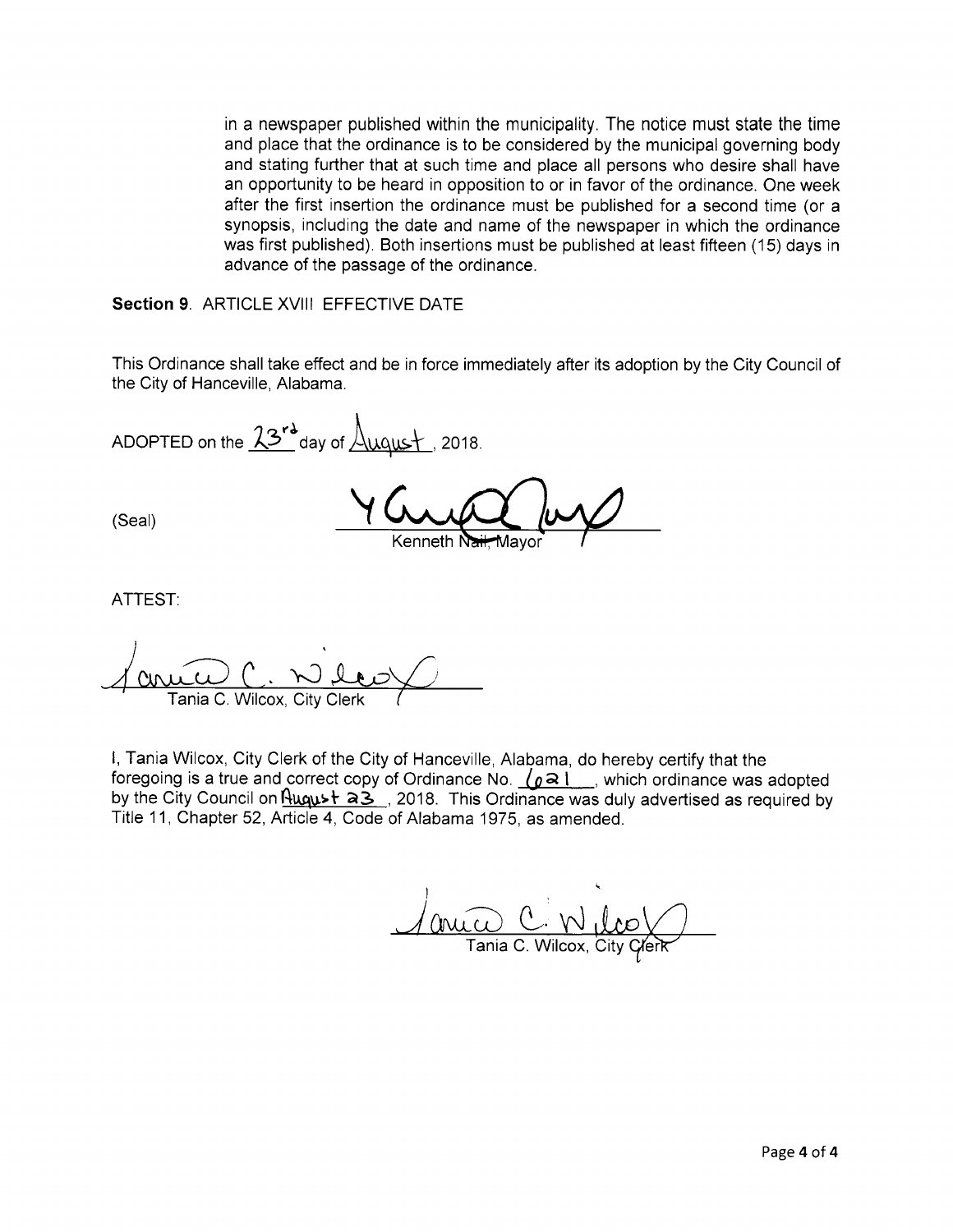in a newspaper published within the municipality. The notice must state the time and place that the ordinance is to be considered by the municipal governing body and stating further that at such time and place all persons who desire shall have an opportunity to be heard in opposition to or in favor of the ordinance. One week after the first insertion the ordinance must be published for a second time (or a synopsis, including the date and name of the newspaper in which the ordinance was first published). Both insertions must be published at least fifteen (15) days in advance of the passage of the ordinance.

**Section 9**. ARTICLE XVIII EFFECTIVE DATE

This Ordinance shall take effect and be in force immediately after its adoption by the City Council of the City of Hanceville, Alabama.

ADOPTED on the 23rd day of August, 2018.

(Seal)

Kenneth Nail, Mayor

ATTEST:

Tania C. Wilcox, City Clerk

I, Tania Wilcox, City Clerk of the City of Hanceville, Alabama, do hereby certify that the foregoing is a true and correct copy of Ordinance No. 621, which ordinance was adopted by the City Council on August 23, 2018. This Ordinance was duly advertised as required by Title 11, Chapter 52, Article 4, Code of Alabama 1975, as amended.

Tania C. Wilcox, City Clerk